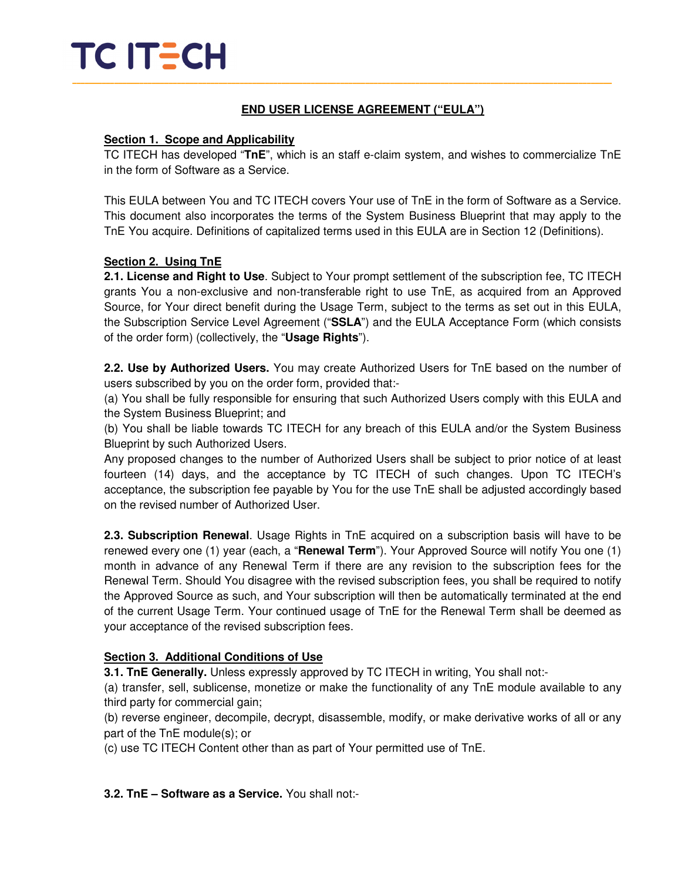TC ITECH

# END USER LICENSE AGREEMENT ("EULA")

## Section 1. Scope and Applicability

TC ITECH has developed "**TnE**", which is an staff e-claim system, and wishes to commercialize TnE in the form of Software as a Service.

This EULA between You and TC ITECH covers Your use of TnE in the form of Software as a Service. This document also incorporates the terms of the System Business Blueprint that may apply to the TnE You acquire. Definitions of capitalized terms used in this EULA are in Section 12 (Definitions).

## Section 2. Using TnE

**2.1. License and Right to Use**. Subject to Your prompt settlement of the subscription fee, TC ITECH grants You a non-exclusive and non-transferable right to use TnE, as acquired from an Approved Source, for Your direct benefit during the Usage Term, subject to the terms as set out in this EULA, the Subscription Service Level Agreement ("**SSLA**") and the EULA Acceptance Form (which consists of the order form) (collectively, the "**Usage Rights**").

**2.2. Use by Authorized Users.** You may create Authorized Users for TnE based on the number of users subscribed by you on the order form, provided that:-
(a) You shall be fully responsible for ensuring that such Authorized Users comply with this EULA and the System Business Blueprint; and
(b) You shall be liable towards TC ITECH for any breach of this EULA and/or the System Business Blueprint by such Authorized Users.
Any proposed changes to the number of Authorized Users shall be subject to prior notice of at least fourteen (14) days, and the acceptance by TC ITECH of such changes. Upon TC ITECH's acceptance, the subscription fee payable by You for the use TnE shall be adjusted accordingly based on the revised number of Authorized User.

**2.3. Subscription Renewal**. Usage Rights in TnE acquired on a subscription basis will have to be renewed every one (1) year (each, a "**Renewal Term**"). Your Approved Source will notify You one (1) month in advance of any Renewal Term if there are any revision to the subscription fees for the Renewal Term. Should You disagree with the revised subscription fees, you shall be required to notify the Approved Source as such, and Your subscription will then be automatically terminated at the end of the current Usage Term. Your continued usage of TnE for the Renewal Term shall be deemed as your acceptance of the revised subscription fees.

## Section 3. Additional Conditions of Use

**3.1. TnE Generally.** Unless expressly approved by TC ITECH in writing, You shall not:-
(a) transfer, sell, sublicense, monetize or make the functionality of any TnE module available to any third party for commercial gain;
(b) reverse engineer, decompile, decrypt, disassemble, modify, or make derivative works of all or any part of the TnE module(s); or
(c) use TC ITECH Content other than as part of Your permitted use of TnE.

**3.2. TnE – Software as a Service.** You shall not:-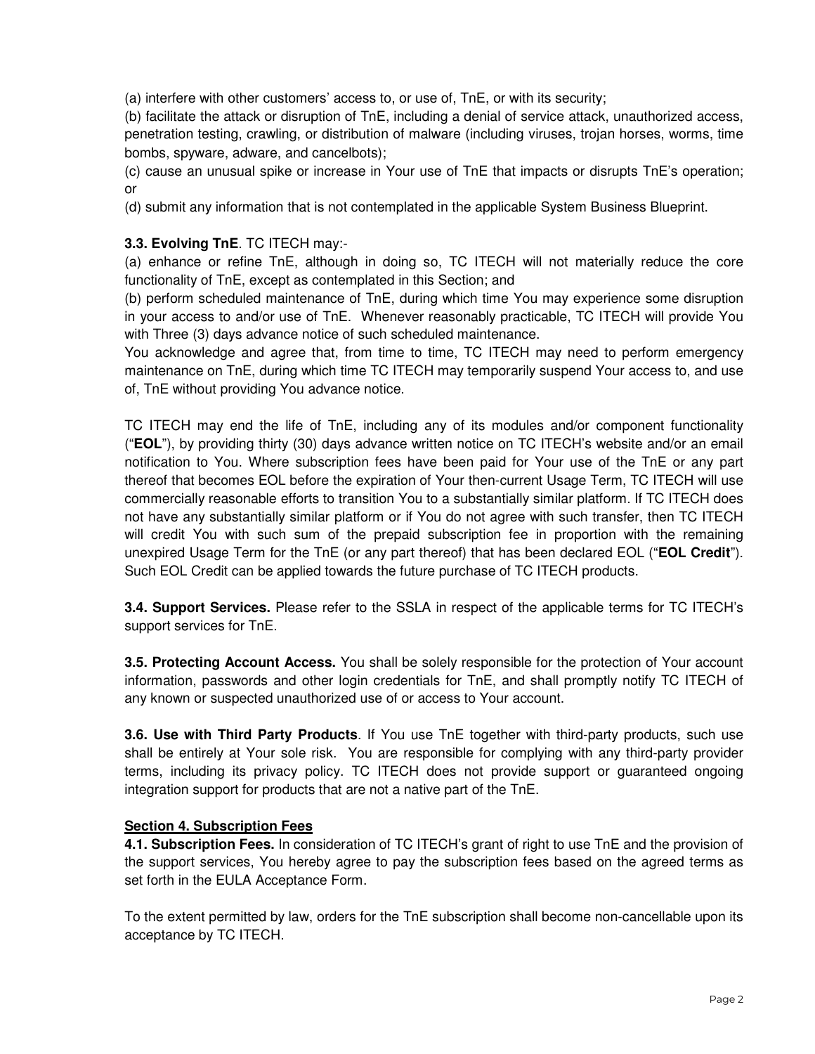(a) interfere with other customers' access to, or use of, TnE, or with its security;
(b) facilitate the attack or disruption of TnE, including a denial of service attack, unauthorized access, penetration testing, crawling, or distribution of malware (including viruses, trojan horses, worms, time bombs, spyware, adware, and cancelbots);
(c) cause an unusual spike or increase in Your use of TnE that impacts or disrupts TnE's operation; or
(d) submit any information that is not contemplated in the applicable System Business Blueprint.

**3.3. Evolving TnE**. TC ITECH may:-
(a) enhance or refine TnE, although in doing so, TC ITECH will not materially reduce the core functionality of TnE, except as contemplated in this Section; and
(b) perform scheduled maintenance of TnE, during which time You may experience some disruption in your access to and/or use of TnE. Whenever reasonably practicable, TC ITECH will provide You with Three (3) days advance notice of such scheduled maintenance.
You acknowledge and agree that, from time to time, TC ITECH may need to perform emergency maintenance on TnE, during which time TC ITECH may temporarily suspend Your access to, and use of, TnE without providing You advance notice.

TC ITECH may end the life of TnE, including any of its modules and/or component functionality ("**EOL**"), by providing thirty (30) days advance written notice on TC ITECH's website and/or an email notification to You. Where subscription fees have been paid for Your use of the TnE or any part thereof that becomes EOL before the expiration of Your then-current Usage Term, TC ITECH will use commercially reasonable efforts to transition You to a substantially similar platform. If TC ITECH does not have any substantially similar platform or if You do not agree with such transfer, then TC ITECH will credit You with such sum of the prepaid subscription fee in proportion with the remaining unexpired Usage Term for the TnE (or any part thereof) that has been declared EOL ("**EOL Credit**"). Such EOL Credit can be applied towards the future purchase of TC ITECH products.

**3.4. Support Services.** Please refer to the SSLA in respect of the applicable terms for TC ITECH's support services for TnE.

**3.5. Protecting Account Access.** You shall be solely responsible for the protection of Your account information, passwords and other login credentials for TnE, and shall promptly notify TC ITECH of any known or suspected unauthorized use of or access to Your account.

**3.6. Use with Third Party Products**. If You use TnE together with third-party products, such use shall be entirely at Your sole risk. You are responsible for complying with any third-party provider terms, including its privacy policy. TC ITECH does not provide support or guaranteed ongoing integration support for products that are not a native part of the TnE.

## Section 4. Subscription Fees

**4.1. Subscription Fees.** In consideration of TC ITECH's grant of right to use TnE and the provision of the support services, You hereby agree to pay the subscription fees based on the agreed terms as set forth in the EULA Acceptance Form.

To the extent permitted by law, orders for the TnE subscription shall become non-cancellable upon its acceptance by TC ITECH.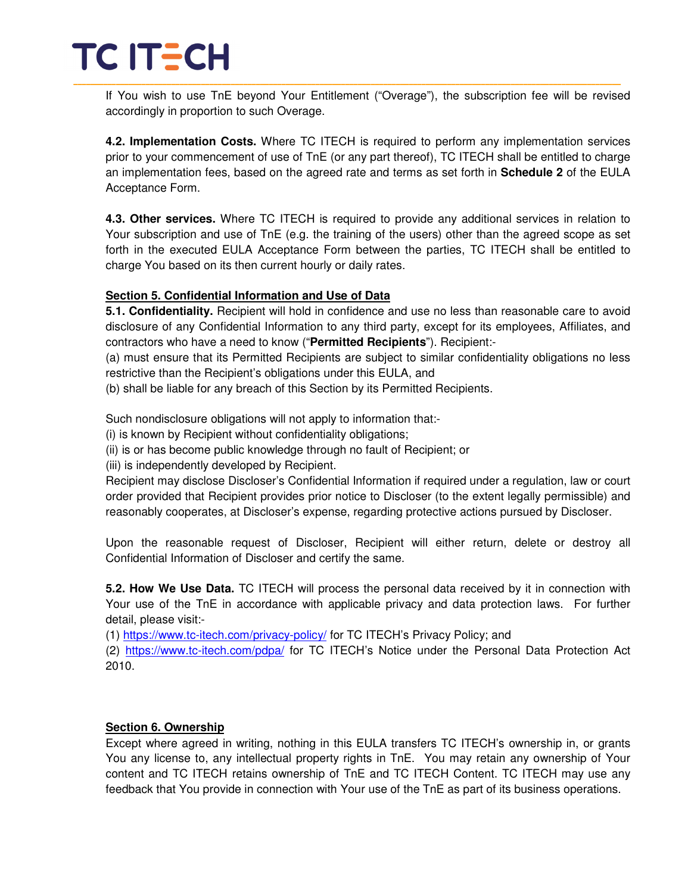If You wish to use TnE beyond Your Entitlement (“Overage”), the subscription fee will be revised accordingly in proportion to such Overage.

**4.2. Implementation Costs.** Where TC ITECH is required to perform any implementation services prior to your commencement of use of TnE (or any part thereof), TC ITECH shall be entitled to charge an implementation fees, based on the agreed rate and terms as set forth in **Schedule 2** of the EULA Acceptance Form.

**4.3. Other services.** Where TC ITECH is required to provide any additional services in relation to Your subscription and use of TnE (e.g. the training of the users) other than the agreed scope as set forth in the executed EULA Acceptance Form between the parties, TC ITECH shall be entitled to charge You based on its then current hourly or daily rates.

## Section 5. Confidential Information and Use of Data

**5.1. Confidentiality.** Recipient will hold in confidence and use no less than reasonable care to avoid disclosure of any Confidential Information to any third party, except for its employees, Affiliates, and contractors who have a need to know (“**Permitted Recipients**”). Recipient:-

(a) must ensure that its Permitted Recipients are subject to similar confidentiality obligations no less restrictive than the Recipient’s obligations under this EULA, and

(b) shall be liable for any breach of this Section by its Permitted Recipients.

Such nondisclosure obligations will not apply to information that:-

(i) is known by Recipient without confidentiality obligations;

(ii) is or has become public knowledge through no fault of Recipient; or

(iii) is independently developed by Recipient.

Recipient may disclose Discloser’s Confidential Information if required under a regulation, law or court order provided that Recipient provides prior notice to Discloser (to the extent legally permissible) and reasonably cooperates, at Discloser’s expense, regarding protective actions pursued by Discloser.

Upon the reasonable request of Discloser, Recipient will either return, delete or destroy all Confidential Information of Discloser and certify the same.

**5.2. How We Use Data.** TC ITECH will process the personal data received by it in connection with Your use of the TnE in accordance with applicable privacy and data protection laws. For further detail, please visit:-

(1) https://www.tc-itech.com/privacy-policy/ for TC ITECH’s Privacy Policy; and

(2) https://www.tc-itech.com/pdpa/ for TC ITECH’s Notice under the Personal Data Protection Act 2010.

## Section 6. Ownership

Except where agreed in writing, nothing in this EULA transfers TC ITECH’s ownership in, or grants You any license to, any intellectual property rights in TnE. You may retain any ownership of Your content and TC ITECH retains ownership of TnE and TC ITECH Content. TC ITECH may use any feedback that You provide in connection with Your use of the TnE as part of its business operations.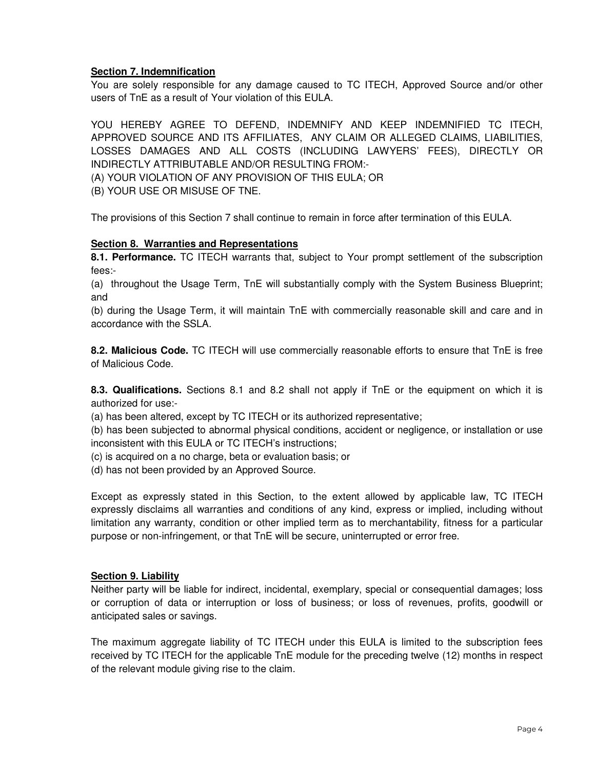**Section 7. Indemnification**

You are solely responsible for any damage caused to TC ITECH, Approved Source and/or other users of TnE as a result of Your violation of this EULA.

YOU HEREBY AGREE TO DEFEND, INDEMNIFY AND KEEP INDEMNIFIED TC ITECH, APPROVED SOURCE AND ITS AFFILIATES, ANY CLAIM OR ALLEGED CLAIMS, LIABILITIES, LOSSES DAMAGES AND ALL COSTS (INCLUDING LAWYERS' FEES), DIRECTLY OR INDIRECTLY ATTRIBUTABLE AND/OR RESULTING FROM:-
(A) YOUR VIOLATION OF ANY PROVISION OF THIS EULA; OR
(B) YOUR USE OR MISUSE OF TNE.

The provisions of this Section 7 shall continue to remain in force after termination of this EULA.

**Section 8. Warranties and Representations**

**8.1. Performance.** TC ITECH warrants that, subject to Your prompt settlement of the subscription fees:-

(a) throughout the Usage Term, TnE will substantially comply with the System Business Blueprint; and

(b) during the Usage Term, it will maintain TnE with commercially reasonable skill and care and in accordance with the SSLA.

**8.2. Malicious Code.** TC ITECH will use commercially reasonable efforts to ensure that TnE is free of Malicious Code.

**8.3. Qualifications.** Sections 8.1 and 8.2 shall not apply if TnE or the equipment on which it is authorized for use:-

(a) has been altered, except by TC ITECH or its authorized representative;
(b) has been subjected to abnormal physical conditions, accident or negligence, or installation or use inconsistent with this EULA or TC ITECH's instructions;
(c) is acquired on a no charge, beta or evaluation basis; or
(d) has not been provided by an Approved Source.

Except as expressly stated in this Section, to the extent allowed by applicable law, TC ITECH expressly disclaims all warranties and conditions of any kind, express or implied, including without limitation any warranty, condition or other implied term as to merchantability, fitness for a particular purpose or non-infringement, or that TnE will be secure, uninterrupted or error free.

**Section 9. Liability**

Neither party will be liable for indirect, incidental, exemplary, special or consequential damages; loss or corruption of data or interruption or loss of business; or loss of revenues, profits, goodwill or anticipated sales or savings.

The maximum aggregate liability of TC ITECH under this EULA is limited to the subscription fees received by TC ITECH for the applicable TnE module for the preceding twelve (12) months in respect of the relevant module giving rise to the claim.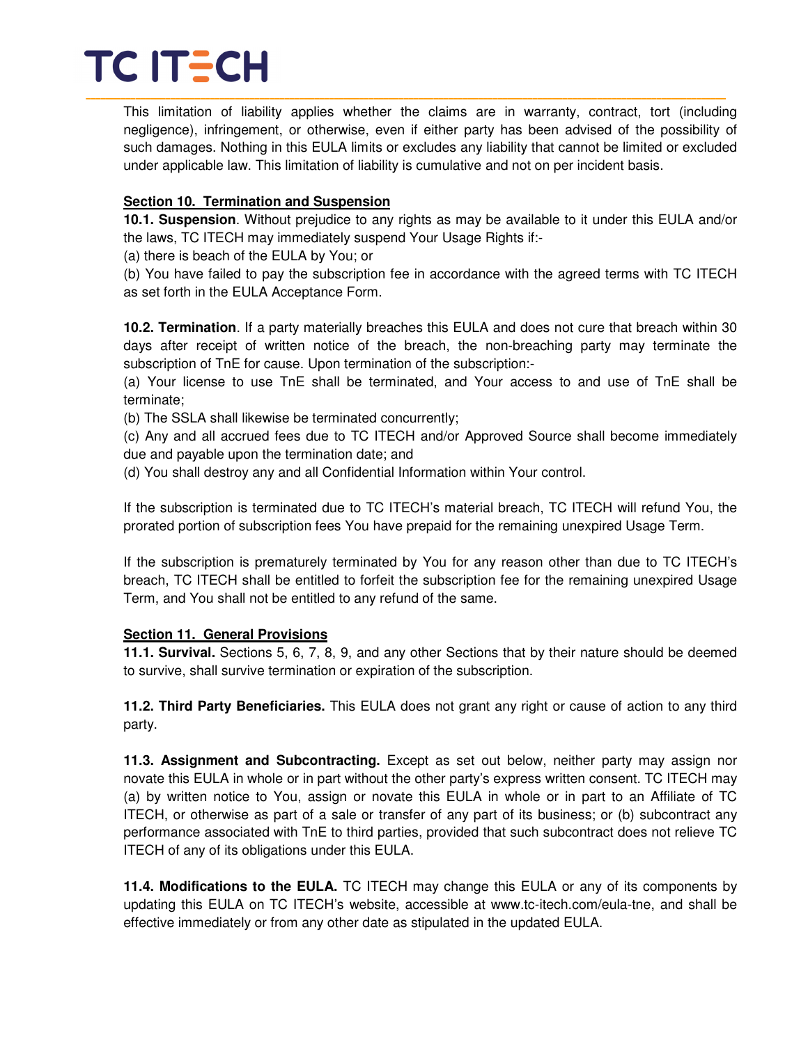This limitation of liability applies whether the claims are in warranty, contract, tort (including negligence), infringement, or otherwise, even if either party has been advised of the possibility of such damages. Nothing in this EULA limits or excludes any liability that cannot be limited or excluded under applicable law. This limitation of liability is cumulative and not on per incident basis.

## Section 10. Termination and Suspension

**10.1. Suspension**. Without prejudice to any rights as may be available to it under this EULA and/or the laws, TC ITECH may immediately suspend Your Usage Rights if:-

(a) there is beach of the EULA by You; or

(b) You have failed to pay the subscription fee in accordance with the agreed terms with TC ITECH as set forth in the EULA Acceptance Form.

**10.2. Termination**. If a party materially breaches this EULA and does not cure that breach within 30 days after receipt of written notice of the breach, the non-breaching party may terminate the subscription of TnE for cause. Upon termination of the subscription:-

(a) Your license to use TnE shall be terminated, and Your access to and use of TnE shall be terminate;

(b) The SSLA shall likewise be terminated concurrently;

(c) Any and all accrued fees due to TC ITECH and/or Approved Source shall become immediately due and payable upon the termination date; and

(d) You shall destroy any and all Confidential Information within Your control.

If the subscription is terminated due to TC ITECH's material breach, TC ITECH will refund You, the prorated portion of subscription fees You have prepaid for the remaining unexpired Usage Term.

If the subscription is prematurely terminated by You for any reason other than due to TC ITECH's breach, TC ITECH shall be entitled to forfeit the subscription fee for the remaining unexpired Usage Term, and You shall not be entitled to any refund of the same.

## Section 11. General Provisions

**11.1. Survival.** Sections 5, 6, 7, 8, 9, and any other Sections that by their nature should be deemed to survive, shall survive termination or expiration of the subscription.

**11.2. Third Party Beneficiaries.** This EULA does not grant any right or cause of action to any third party.

**11.3. Assignment and Subcontracting.** Except as set out below, neither party may assign nor novate this EULA in whole or in part without the other party's express written consent. TC ITECH may (a) by written notice to You, assign or novate this EULA in whole or in part to an Affiliate of TC ITECH, or otherwise as part of a sale or transfer of any part of its business; or (b) subcontract any performance associated with TnE to third parties, provided that such subcontract does not relieve TC ITECH of any of its obligations under this EULA.

**11.4. Modifications to the EULA.** TC ITECH may change this EULA or any of its components by updating this EULA on TC ITECH's website, accessible at www.tc-itech.com/eula-tne, and shall be effective immediately or from any other date as stipulated in the updated EULA.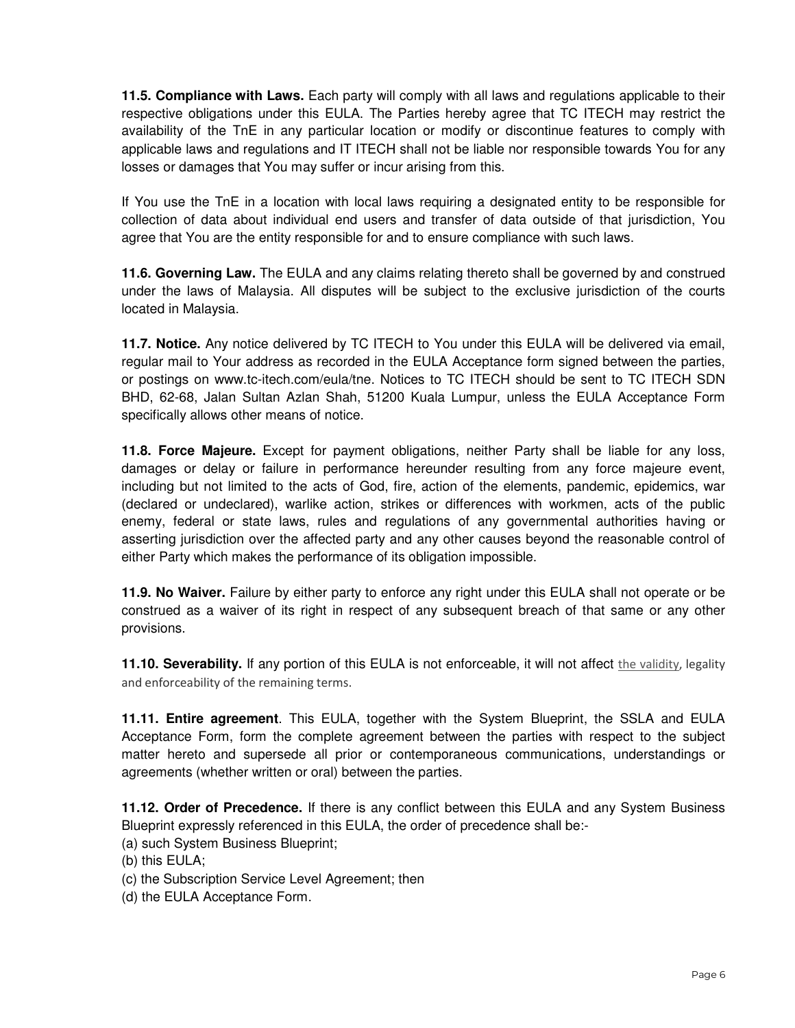**11.5. Compliance with Laws.** Each party will comply with all laws and regulations applicable to their respective obligations under this EULA. The Parties hereby agree that TC ITECH may restrict the availability of the TnE in any particular location or modify or discontinue features to comply with applicable laws and regulations and IT ITECH shall not be liable nor responsible towards You for any losses or damages that You may suffer or incur arising from this.

If You use the TnE in a location with local laws requiring a designated entity to be responsible for collection of data about individual end users and transfer of data outside of that jurisdiction, You agree that You are the entity responsible for and to ensure compliance with such laws.

**11.6. Governing Law.** The EULA and any claims relating thereto shall be governed by and construed under the laws of Malaysia. All disputes will be subject to the exclusive jurisdiction of the courts located in Malaysia.

**11.7. Notice.** Any notice delivered by TC ITECH to You under this EULA will be delivered via email, regular mail to Your address as recorded in the EULA Acceptance form signed between the parties, or postings on www.tc-itech.com/eula/tne. Notices to TC ITECH should be sent to TC ITECH SDN BHD, 62-68, Jalan Sultan Azlan Shah, 51200 Kuala Lumpur, unless the EULA Acceptance Form specifically allows other means of notice.

**11.8. Force Majeure.** Except for payment obligations, neither Party shall be liable for any loss, damages or delay or failure in performance hereunder resulting from any force majeure event, including but not limited to the acts of God, fire, action of the elements, pandemic, epidemics, war (declared or undeclared), warlike action, strikes or differences with workmen, acts of the public enemy, federal or state laws, rules and regulations of any governmental authorities having or asserting jurisdiction over the affected party and any other causes beyond the reasonable control of either Party which makes the performance of its obligation impossible.

**11.9. No Waiver.** Failure by either party to enforce any right under this EULA shall not operate or be construed as a waiver of its right in respect of any subsequent breach of that same or any other provisions.

**11.10. Severability.** If any portion of this EULA is not enforceable, it will not affect the validity, legality and enforceability of the remaining terms.

**11.11. Entire agreement**. This EULA, together with the System Blueprint, the SSLA and EULA Acceptance Form, form the complete agreement between the parties with respect to the subject matter hereto and supersede all prior or contemporaneous communications, understandings or agreements (whether written or oral) between the parties.

**11.12. Order of Precedence.** If there is any conflict between this EULA and any System Business Blueprint expressly referenced in this EULA, the order of precedence shall be:-

(a) such System Business Blueprint;
(b) this EULA;
(c) the Subscription Service Level Agreement; then
(d) the EULA Acceptance Form.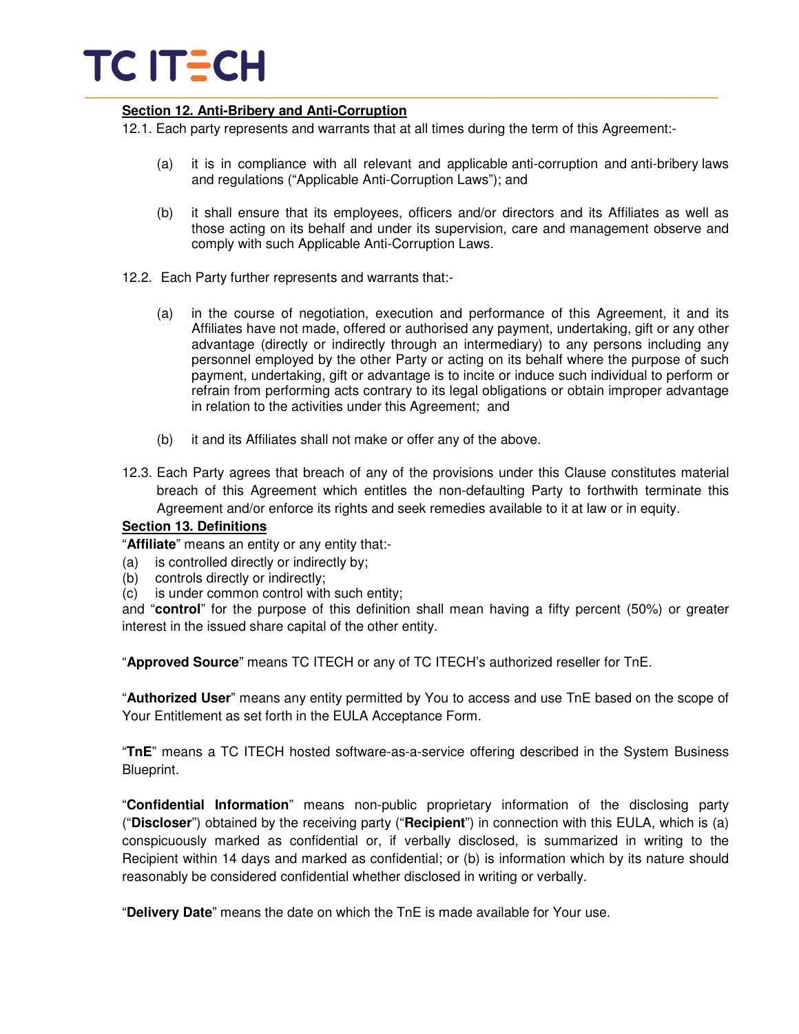**Section 12. Anti-Bribery and Anti-Corruption**

12.1. Each party represents and warrants that at all times during the term of this Agreement:-

(a) it is in compliance with all relevant and applicable anti-corruption and anti-bribery laws and regulations ("Applicable Anti-Corruption Laws"); and

(b) it shall ensure that its employees, officers and/or directors and its Affiliates as well as those acting on its behalf and under its supervision, care and management observe and comply with such Applicable Anti-Corruption Laws.

12.2. Each Party further represents and warrants that:-

(a) in the course of negotiation, execution and performance of this Agreement, it and its Affiliates have not made, offered or authorised any payment, undertaking, gift or any other advantage (directly or indirectly through an intermediary) to any persons including any personnel employed by the other Party or acting on its behalf where the purpose of such payment, undertaking, gift or advantage is to incite or induce such individual to perform or refrain from performing acts contrary to its legal obligations or obtain improper advantage in relation to the activities under this Agreement; and

(b) it and its Affiliates shall not make or offer any of the above.

12.3. Each Party agrees that breach of any of the provisions under this Clause constitutes material breach of this Agreement which entitles the non-defaulting Party to forthwith terminate this Agreement and/or enforce its rights and seek remedies available to it at law or in equity.

**Section 13. Definitions**

"**Affiliate**" means an entity or any entity that:-

(a) is controlled directly or indirectly by;
(b) controls directly or indirectly;
(c) is under common control with such entity;

and "**control**" for the purpose of this definition shall mean having a fifty percent (50%) or greater interest in the issued share capital of the other entity.

"**Approved Source**" means TC ITECH or any of TC ITECH's authorized reseller for TnE.

"**Authorized User**" means any entity permitted by You to access and use TnE based on the scope of Your Entitlement as set forth in the EULA Acceptance Form.

"**TnE**" means a TC ITECH hosted software-as-a-service offering described in the System Business Blueprint.

"**Confidential Information**" means non-public proprietary information of the disclosing party ("**Discloser**") obtained by the receiving party ("**Recipient**") in connection with this EULA, which is (a) conspicuously marked as confidential or, if verbally disclosed, is summarized in writing to the Recipient within 14 days and marked as confidential; or (b) is information which by its nature should reasonably be considered confidential whether disclosed in writing or verbally.

"**Delivery Date**" means the date on which the TnE is made available for Your use.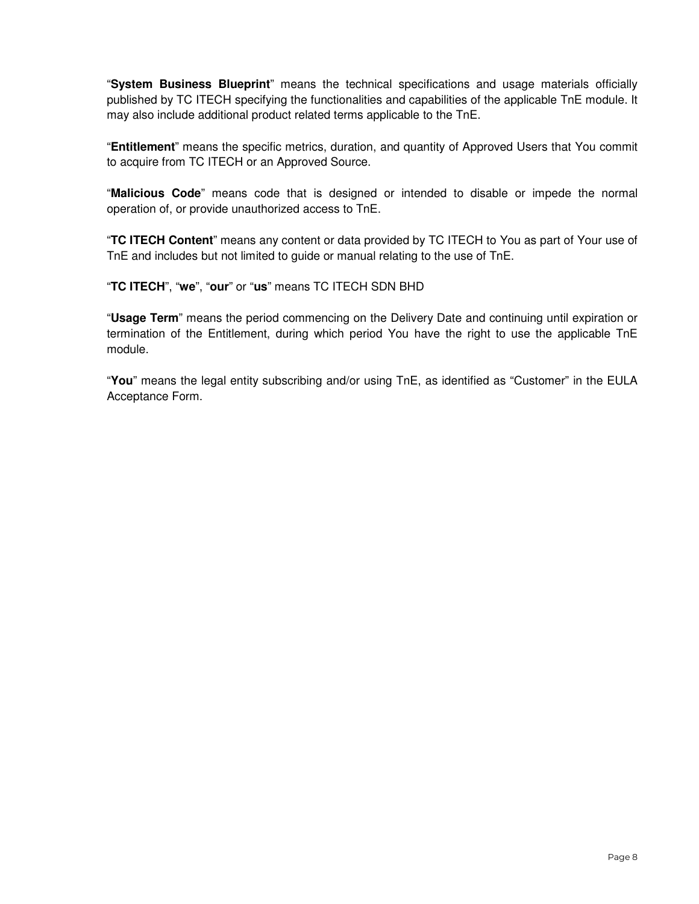"**System Business Blueprint**" means the technical specifications and usage materials officially published by TC ITECH specifying the functionalities and capabilities of the applicable TnE module. It may also include additional product related terms applicable to the TnE.

"**Entitlement**" means the specific metrics, duration, and quantity of Approved Users that You commit to acquire from TC ITECH or an Approved Source.

"**Malicious Code**" means code that is designed or intended to disable or impede the normal operation of, or provide unauthorized access to TnE.

"**TC ITECH Content**" means any content or data provided by TC ITECH to You as part of Your use of TnE and includes but not limited to guide or manual relating to the use of TnE.

"**TC ITECH**", "**we**", "**our**" or "**us**" means TC ITECH SDN BHD

"**Usage Term**" means the period commencing on the Delivery Date and continuing until expiration or termination of the Entitlement, during which period You have the right to use the applicable TnE module.

"**You**" means the legal entity subscribing and/or using TnE, as identified as "Customer" in the EULA Acceptance Form.